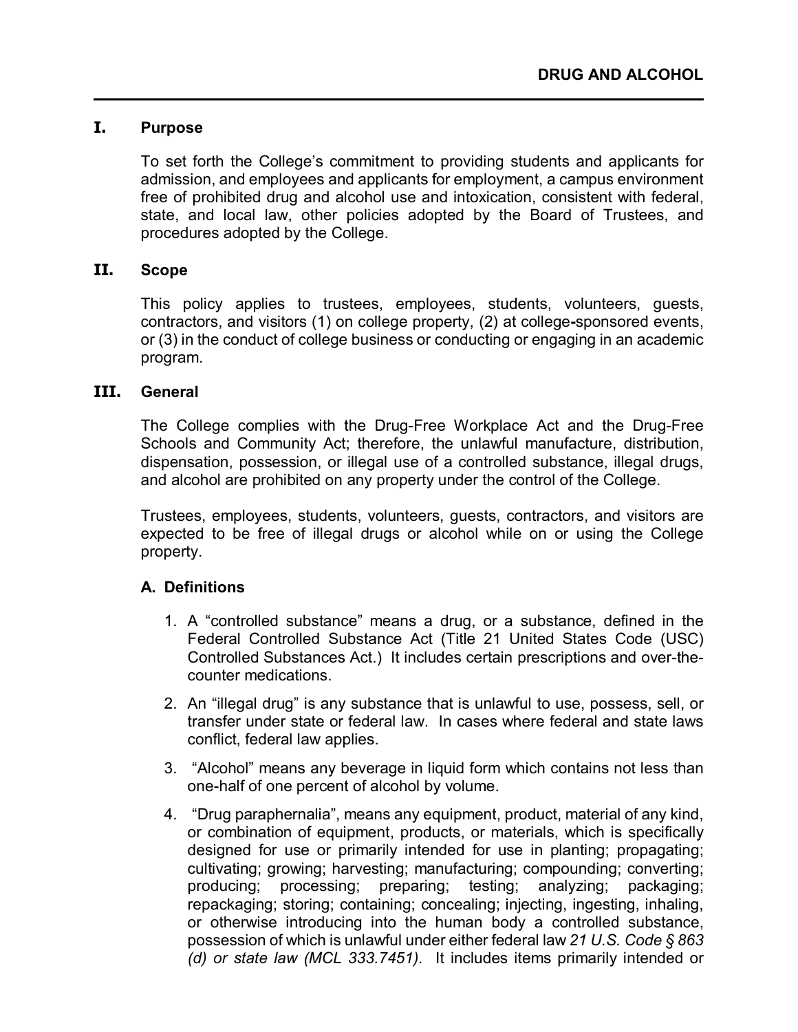# DRUG AND ALCOHOL

## I. Purpose

To set forth the College's commitment to providing students and applicants for admission, and employees and applicants for employment, a campus environment free of prohibited drug and alcohol use and intoxication, consistent with federal, state, and local law, other policies adopted by the Board of Trustees, and procedures adopted by the College.

## II. Scope

This policy applies to trustees, employees, students, volunteers, guests, contractors, and visitors (1) on college property, (2) at college-sponsored events, or (3) in the conduct of college business or conducting or engaging in an academic program.

## III. General

The College complies with the Drug-Free Workplace Act and the Drug-Free Schools and Community Act; therefore, the unlawful manufacture, distribution, dispensation, possession, or illegal use of a controlled substance, illegal drugs, and alcohol are prohibited on any property under the control of the College.

Trustees, employees, students, volunteers, guests, contractors, and visitors are expected to be free of illegal drugs or alcohol while on or using the College property.

### A. Definitions

1. A "controlled substance" means a drug, or a substance, defined in the Federal Controlled Substance Act (Title 21 United States Code (USC) Controlled Substances Act.) It includes certain prescriptions and over-the-counter medications.
2. An "illegal drug" is any substance that is unlawful to use, possess, sell, or transfer under state or federal law. In cases where federal and state laws conflict, federal law applies.
3. "Alcohol" means any beverage in liquid form which contains not less than one-half of one percent of alcohol by volume.
4. "Drug paraphernalia", means any equipment, product, material of any kind, or combination of equipment, products, or materials, which is specifically designed for use or primarily intended for use in planting; propagating; cultivating; growing; harvesting; manufacturing; compounding; converting; producing; processing; preparing; testing; analyzing; packaging; repackaging; storing; containing; concealing; injecting, ingesting, inhaling, or otherwise introducing into the human body a controlled substance, possession of which is unlawful under either federal law *21 U.S. Code § 863 (d) or state law (MCL 333.7451).* It includes items primarily intended or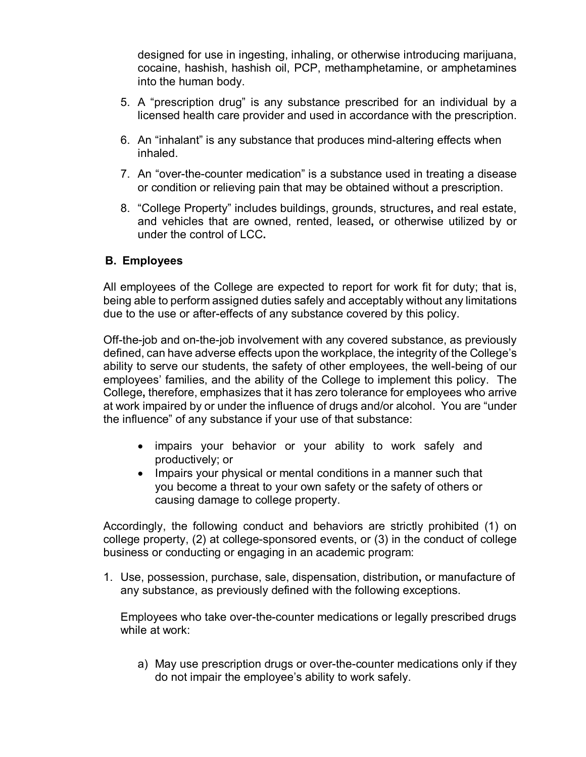designed for use in ingesting, inhaling, or otherwise introducing marijuana, cocaine, hashish, hashish oil, PCP, methamphetamine, or amphetamines into the human body.

5. A "prescription drug" is any substance prescribed for an individual by a licensed health care provider and used in accordance with the prescription.
6. An "inhalant" is any substance that produces mind-altering effects when inhaled.
7. An "over-the-counter medication" is a substance used in treating a disease or condition or relieving pain that may be obtained without a prescription.
8. "College Property" includes buildings, grounds, structures, and real estate, and vehicles that are owned, rented, leased, or otherwise utilized by or under the control of LCC.

## B. Employees

All employees of the College are expected to report for work fit for duty; that is, being able to perform assigned duties safely and acceptably without any limitations due to the use or after-effects of any substance covered by this policy.

Off-the-job and on-the-job involvement with any covered substance, as previously defined, can have adverse effects upon the workplace, the integrity of the College's ability to serve our students, the safety of other employees, the well-being of our employees' families, and the ability of the College to implement this policy. The College, therefore, emphasizes that it has zero tolerance for employees who arrive at work impaired by or under the influence of drugs and/or alcohol. You are "under the influence" of any substance if your use of that substance:

- impairs your behavior or your ability to work safely and productively; or
- Impairs your physical or mental conditions in a manner such that you become a threat to your own safety or the safety of others or causing damage to college property.

Accordingly, the following conduct and behaviors are strictly prohibited (1) on college property, (2) at college-sponsored events, or (3) in the conduct of college business or conducting or engaging in an academic program:

1. Use, possession, purchase, sale, dispensation, distribution, or manufacture of any substance, as previously defined with the following exceptions.

   Employees who take over-the-counter medications or legally prescribed drugs while at work:

   a) May use prescription drugs or over-the-counter medications only if they do not impair the employee's ability to work safely.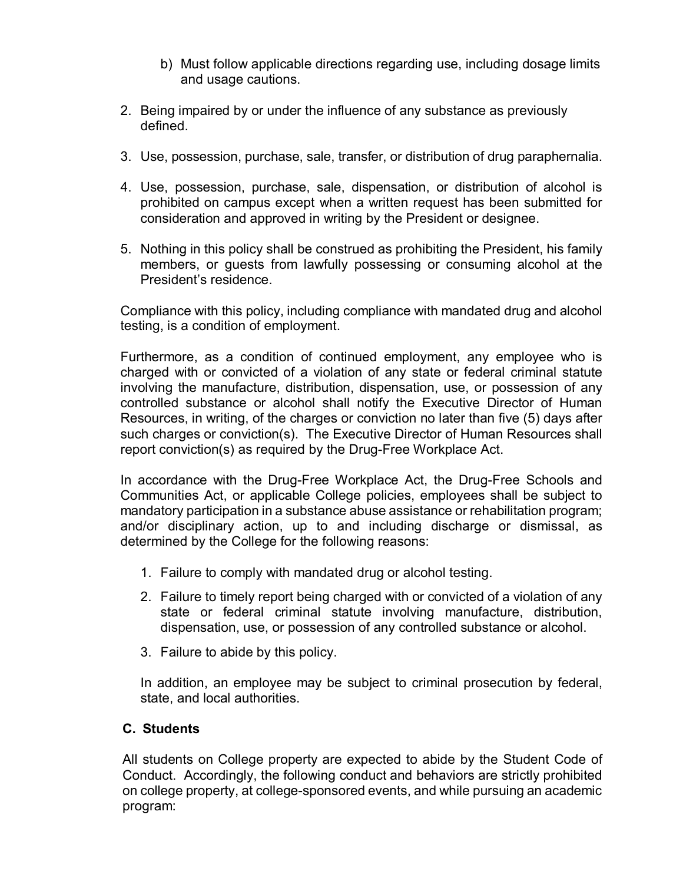b) Must follow applicable directions regarding use, including dosage limits and usage cautions.

2. Being impaired by or under the influence of any substance as previously defined.

3. Use, possession, purchase, sale, transfer, or distribution of drug paraphernalia.

4. Use, possession, purchase, sale, dispensation, or distribution of alcohol is prohibited on campus except when a written request has been submitted for consideration and approved in writing by the President or designee.

5. Nothing in this policy shall be construed as prohibiting the President, his family members, or guests from lawfully possessing or consuming alcohol at the President's residence.

Compliance with this policy, including compliance with mandated drug and alcohol testing, is a condition of employment.

Furthermore, as a condition of continued employment, any employee who is charged with or convicted of a violation of any state or federal criminal statute involving the manufacture, distribution, dispensation, use, or possession of any controlled substance or alcohol shall notify the Executive Director of Human Resources, in writing, of the charges or conviction no later than five (5) days after such charges or conviction(s). The Executive Director of Human Resources shall report conviction(s) as required by the Drug-Free Workplace Act.

In accordance with the Drug-Free Workplace Act, the Drug-Free Schools and Communities Act, or applicable College policies, employees shall be subject to mandatory participation in a substance abuse assistance or rehabilitation program; and/or disciplinary action, up to and including discharge or dismissal, as determined by the College for the following reasons:

1. Failure to comply with mandated drug or alcohol testing.

2. Failure to timely report being charged with or convicted of a violation of any state or federal criminal statute involving manufacture, distribution, dispensation, use, or possession of any controlled substance or alcohol.

3. Failure to abide by this policy.

In addition, an employee may be subject to criminal prosecution by federal, state, and local authorities.

### C. Students

All students on College property are expected to abide by the Student Code of Conduct. Accordingly, the following conduct and behaviors are strictly prohibited on college property, at college-sponsored events, and while pursuing an academic program: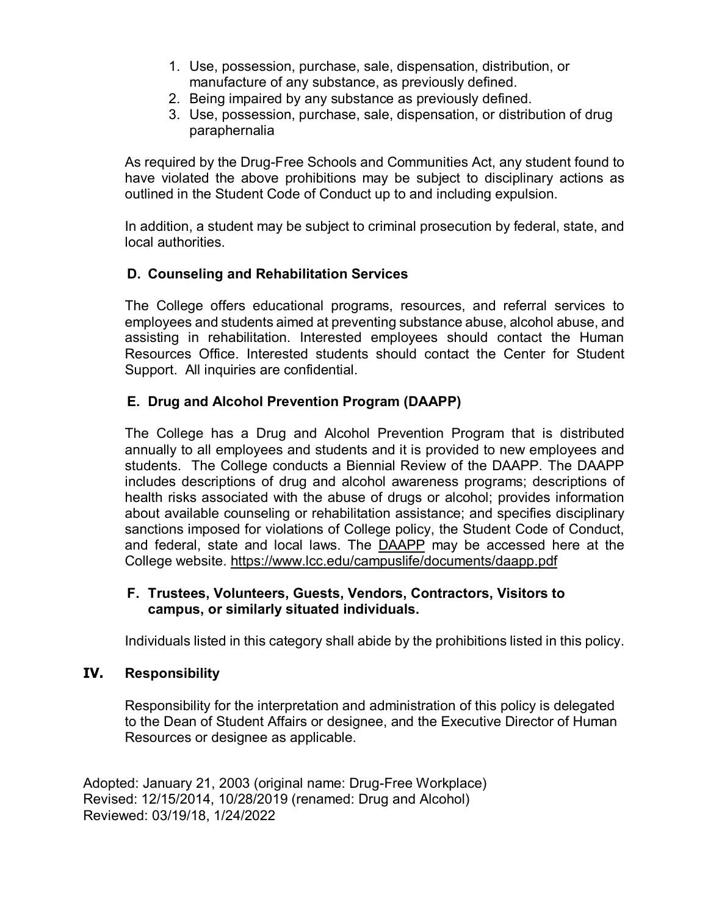1. Use, possession, purchase, sale, dispensation, distribution, or manufacture of any substance, as previously defined.
2. Being impaired by any substance as previously defined.
3. Use, possession, purchase, sale, dispensation, or distribution of drug paraphernalia

As required by the Drug-Free Schools and Communities Act, any student found to have violated the above prohibitions may be subject to disciplinary actions as outlined in the Student Code of Conduct up to and including expulsion.

In addition, a student may be subject to criminal prosecution by federal, state, and local authorities.

### D. Counseling and Rehabilitation Services

The College offers educational programs, resources, and referral services to employees and students aimed at preventing substance abuse, alcohol abuse, and assisting in rehabilitation. Interested employees should contact the Human Resources Office. Interested students should contact the Center for Student Support. All inquiries are confidential.

### E. Drug and Alcohol Prevention Program (DAAPP)

The College has a Drug and Alcohol Prevention Program that is distributed annually to all employees and students and it is provided to new employees and students. The College conducts a Biennial Review of the DAAPP. The DAAPP includes descriptions of drug and alcohol awareness programs; descriptions of health risks associated with the abuse of drugs or alcohol; provides information about available counseling or rehabilitation assistance; and specifies disciplinary sanctions imposed for violations of College policy, the Student Code of Conduct, and federal, state and local laws. The DAAPP may be accessed here at the College website. https://www.lcc.edu/campuslife/documents/daapp.pdf

### F. Trustees, Volunteers, Guests, Vendors, Contractors, Visitors to campus, or similarly situated individuals.

Individuals listed in this category shall abide by the prohibitions listed in this policy.

## IV. Responsibility

Responsibility for the interpretation and administration of this policy is delegated to the Dean of Student Affairs or designee, and the Executive Director of Human Resources or designee as applicable.

Adopted: January 21, 2003 (original name: Drug-Free Workplace)
Revised: 12/15/2014, 10/28/2019 (renamed: Drug and Alcohol)
Reviewed: 03/19/18, 1/24/2022